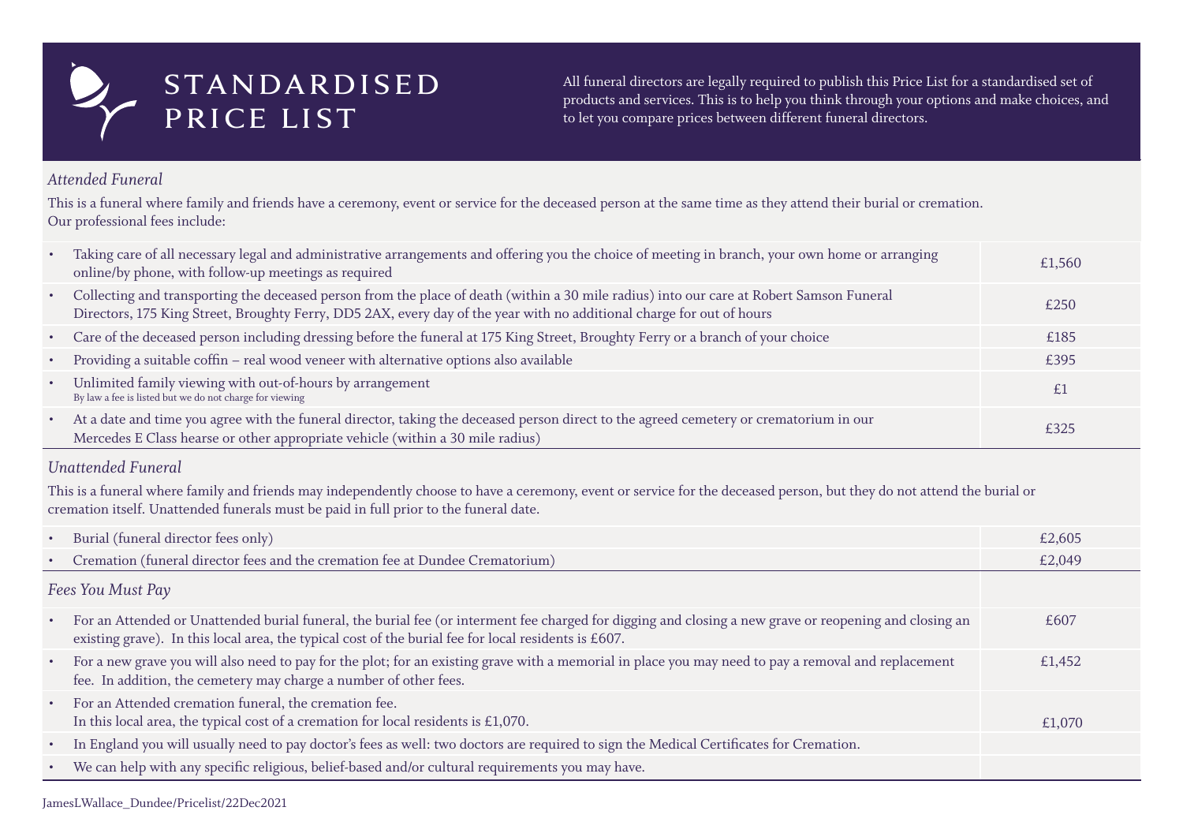# STANDARDISED PRICE LIST

All funeral directors are legally required to publish this Price List for a standardised set of products and services. This is to help you think through your options and make choices, and to let you compare prices between different funeral directors.

## *Attended Funeral*

This is a funeral where family and friends have a ceremony, event or service for the deceased person at the same time as they attend their burial or cremation.
Our professional fees include:

| Item | Price |
|---|---|
| • Taking care of all necessary legal and administrative arrangements and offering you the choice of meeting in branch, your own home or arranging online/by phone, with follow-up meetings as required | £1,560 |
| • Collecting and transporting the deceased person from the place of death (within a 30 mile radius) into our care at Robert Samson Funeral Directors, 175 King Street, Broughty Ferry, DD5 2AX, every day of the year with no additional charge for out of hours | £250 |
| • Care of the deceased person including dressing before the funeral at 175 King Street, Broughty Ferry or a branch of your choice | £185 |
| • Providing a suitable coffin – real wood veneer with alternative options also available | £395 |
| • Unlimited family viewing with out-of-hours by arrangement<br>By law a fee is listed but we do not charge for viewing | £1 |
| • At a date and time you agree with the funeral director, taking the deceased person direct to the agreed cemetery or crematorium in our Mercedes E Class hearse or other appropriate vehicle (within a 30 mile radius) | £325 |

## *Unattended Funeral*

This is a funeral where family and friends may independently choose to have a ceremony, event or service for the deceased person, but they do not attend the burial or cremation itself. Unattended funerals must be paid in full prior to the funeral date.

| Item | Price |
|---|---|
| • Burial (funeral director fees only) | £2,605 |
| • Cremation (funeral director fees and the cremation fee at Dundee Crematorium) | £2,049 |

## *Fees You Must Pay*

| Item | Price |
|---|---|
| • For an Attended or Unattended burial funeral, the burial fee (or interment fee charged for digging and closing a new grave or reopening and closing an existing grave). In this local area, the typical cost of the burial fee for local residents is £607. | £607 |
| • For a new grave you will also need to pay for the plot; for an existing grave with a memorial in place you may need to pay a removal and replacement fee. In addition, the cemetery may charge a number of other fees. | £1,452 |
| • For an Attended cremation funeral, the cremation fee.<br>In this local area, the typical cost of a cremation for local residents is £1,070. | £1,070 |
| • In England you will usually need to pay doctor's fees as well: two doctors are required to sign the Medical Certificates for Cremation. | |
| • We can help with any specific religious, belief-based and/or cultural requirements you may have. | |

JamesLWallace_Dundee/Pricelist/22Dec2021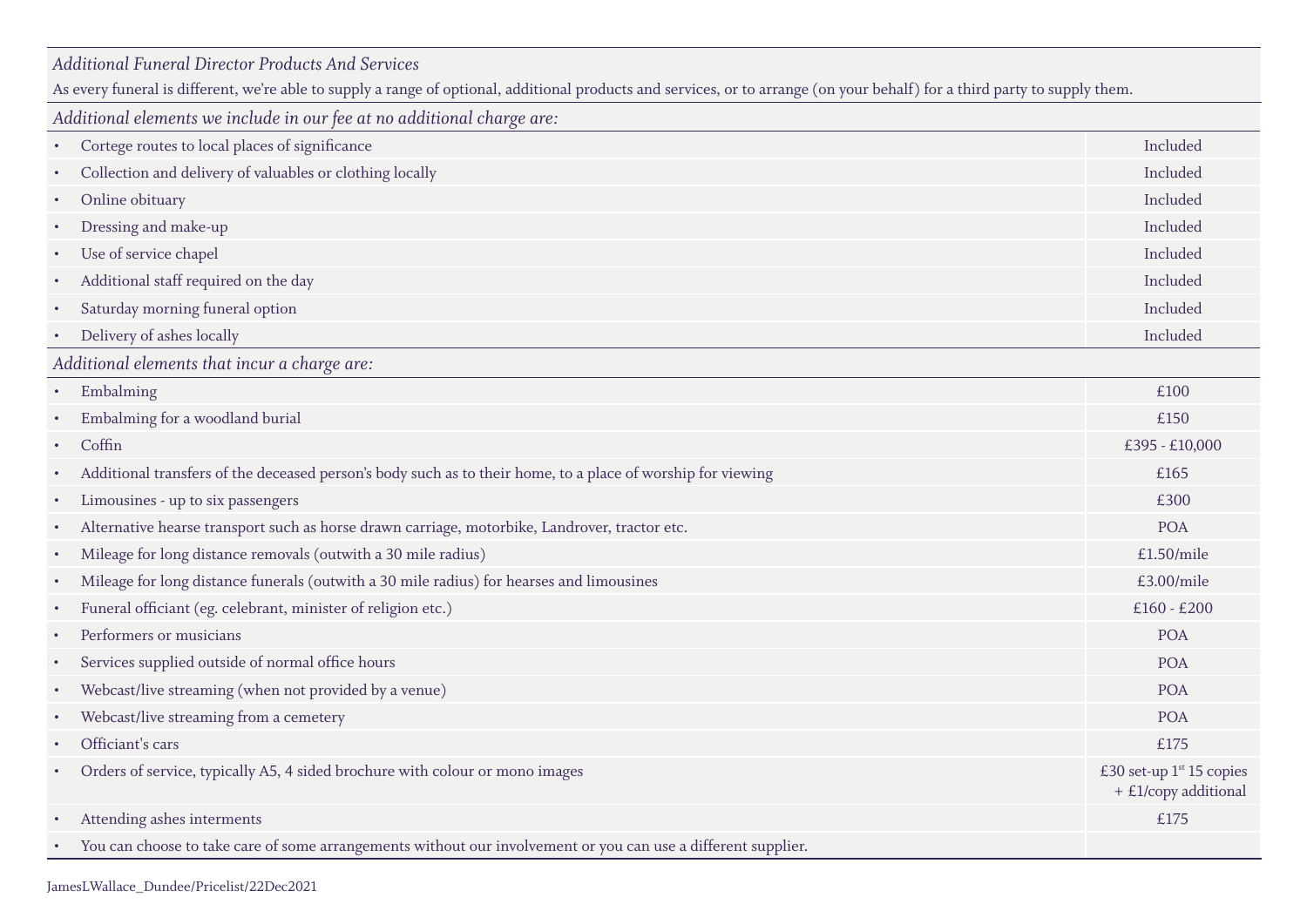*Additional Funeral Director Products And Services*

As every funeral is different, we're able to supply a range of optional, additional products and services, or to arrange (on your behalf) for a third party to supply them.

*Additional elements we include in our fee at no additional charge are:*

| Item | Price |
|---|---|
| • Cortege routes to local places of significance | Included |
| • Collection and delivery of valuables or clothing locally | Included |
| • Online obituary | Included |
| • Dressing and make-up | Included |
| • Use of service chapel | Included |
| • Additional staff required on the day | Included |
| • Saturday morning funeral option | Included |
| • Delivery of ashes locally | Included |

*Additional elements that incur a charge are:*

| Item | Price |
|---|---|
| • Embalming | £100 |
| • Embalming for a woodland burial | £150 |
| • Coffin | £395 - £10,000 |
| • Additional transfers of the deceased person's body such as to their home, to a place of worship for viewing | £165 |
| • Limousines - up to six passengers | £300 |
| • Alternative hearse transport such as horse drawn carriage, motorbike, Landrover, tractor etc. | POA |
| • Mileage for long distance removals (outwith a 30 mile radius) | £1.50/mile |
| • Mileage for long distance funerals (outwith a 30 mile radius) for hearses and limousines | £3.00/mile |
| • Funeral officiant (eg. celebrant, minister of religion etc.) | £160 - £200 |
| • Performers or musicians | POA |
| • Services supplied outside of normal office hours | POA |
| • Webcast/live streaming (when not provided by a venue) | POA |
| • Webcast/live streaming from a cemetery | POA |
| • Officiant's cars | £175 |
| • Orders of service, typically A5, 4 sided brochure with colour or mono images | £30 set-up 1st 15 copies + £1/copy additional |
| • Attending ashes interments | £175 |
| • You can choose to take care of some arrangements without our involvement or you can use a different supplier. | |

JamesLWallace_Dundee/Pricelist/22Dec2021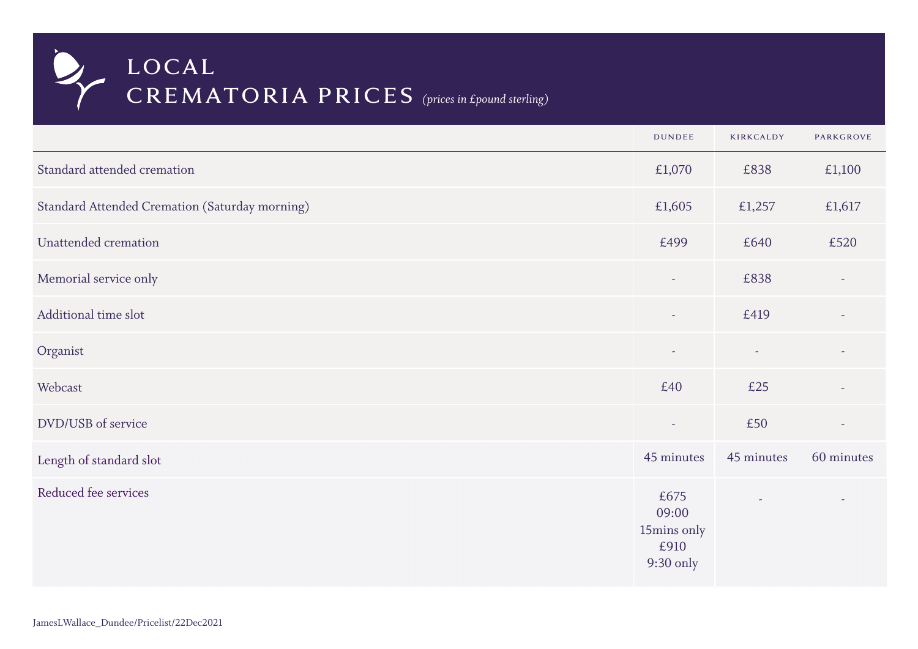# LOCAL CREMATORIA PRICES *(prices in £pound sterling)*

| | DUNDEE | KIRKCALDY | PARKGROVE |
|---|---|---|---|
| Standard attended cremation | £1,070 | £838 | £1,100 |
| Standard Attended Cremation (Saturday morning) | £1,605 | £1,257 | £1,617 |
| Unattended cremation | £499 | £640 | £520 |
| Memorial service only | - | £838 | - |
| Additional time slot | - | £419 | - |
| Organist | - | - | - |
| Webcast | £40 | £25 | - |
| DVD/USB of service | - | £50 | - |
| Length of standard slot | 45 minutes | 45 minutes | 60 minutes |
| Reduced fee services | £675 09:00 15mins only £910 9:30 only | - | - |

JamesLWallace_Dundee/Pricelist/22Dec2021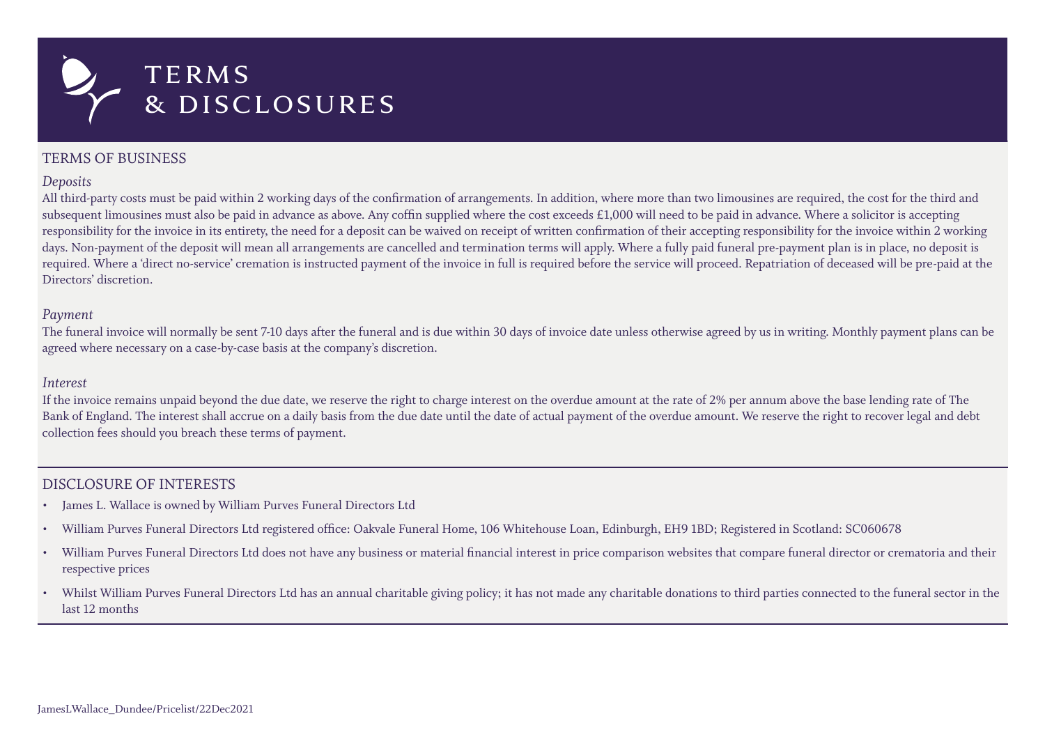# TERMS & DISCLOSURES

## TERMS OF BUSINESS

### *Deposits*

All third-party costs must be paid within 2 working days of the confirmation of arrangements. In addition, where more than two limousines are required, the cost for the third and subsequent limousines must also be paid in advance as above. Any coffin supplied where the cost exceeds £1,000 will need to be paid in advance. Where a solicitor is accepting responsibility for the invoice in its entirety, the need for a deposit can be waived on receipt of written confirmation of their accepting responsibility for the invoice within 2 working days. Non-payment of the deposit will mean all arrangements are cancelled and termination terms will apply. Where a fully paid funeral pre-payment plan is in place, no deposit is required. Where a 'direct no-service' cremation is instructed payment of the invoice in full is required before the service will proceed. Repatriation of deceased will be pre-paid at the Directors' discretion.

### *Payment*

The funeral invoice will normally be sent 7-10 days after the funeral and is due within 30 days of invoice date unless otherwise agreed by us in writing. Monthly payment plans can be agreed where necessary on a case-by-case basis at the company's discretion.

### *Interest*

If the invoice remains unpaid beyond the due date, we reserve the right to charge interest on the overdue amount at the rate of 2% per annum above the base lending rate of The Bank of England. The interest shall accrue on a daily basis from the due date until the date of actual payment of the overdue amount. We reserve the right to recover legal and debt collection fees should you breach these terms of payment.

## DISCLOSURE OF INTERESTS

- James L. Wallace is owned by William Purves Funeral Directors Ltd
- William Purves Funeral Directors Ltd registered office: Oakvale Funeral Home, 106 Whitehouse Loan, Edinburgh, EH9 1BD; Registered in Scotland: SC060678
- William Purves Funeral Directors Ltd does not have any business or material financial interest in price comparison websites that compare funeral director or crematoria and their respective prices
- Whilst William Purves Funeral Directors Ltd has an annual charitable giving policy; it has not made any charitable donations to third parties connected to the funeral sector in the last 12 months

JamesLWallace_Dundee/Pricelist/22Dec2021